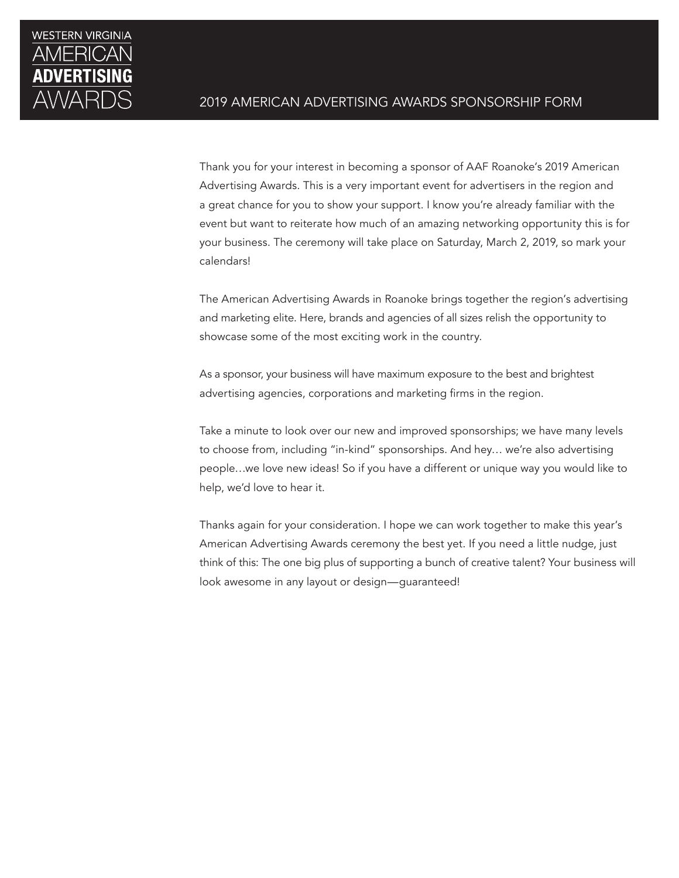WESTERN VIRGINIA
AMERICAN
**ADVERTISING**
AWARDS

# 2019 AMERICAN ADVERTISING AWARDS SPONSORSHIP FORM

Thank you for your interest in becoming a sponsor of AAF Roanoke's 2019 American Advertising Awards. This is a very important event for advertisers in the region and a great chance for you to show your support. I know you're already familiar with the event but want to reiterate how much of an amazing networking opportunity this is for your business. The ceremony will take place on Saturday, March 2, 2019, so mark your calendars!

The American Advertising Awards in Roanoke brings together the region's advertising and marketing elite. Here, brands and agencies of all sizes relish the opportunity to showcase some of the most exciting work in the country.

As a sponsor, your business will have maximum exposure to the best and brightest advertising agencies, corporations and marketing firms in the region.

Take a minute to look over our new and improved sponsorships; we have many levels to choose from, including "in-kind" sponsorships. And hey… we're also advertising people…we love new ideas! So if you have a different or unique way you would like to help, we'd love to hear it.

Thanks again for your consideration. I hope we can work together to make this year's American Advertising Awards ceremony the best yet. If you need a little nudge, just think of this: The one big plus of supporting a bunch of creative talent? Your business will look awesome in any layout or design—guaranteed!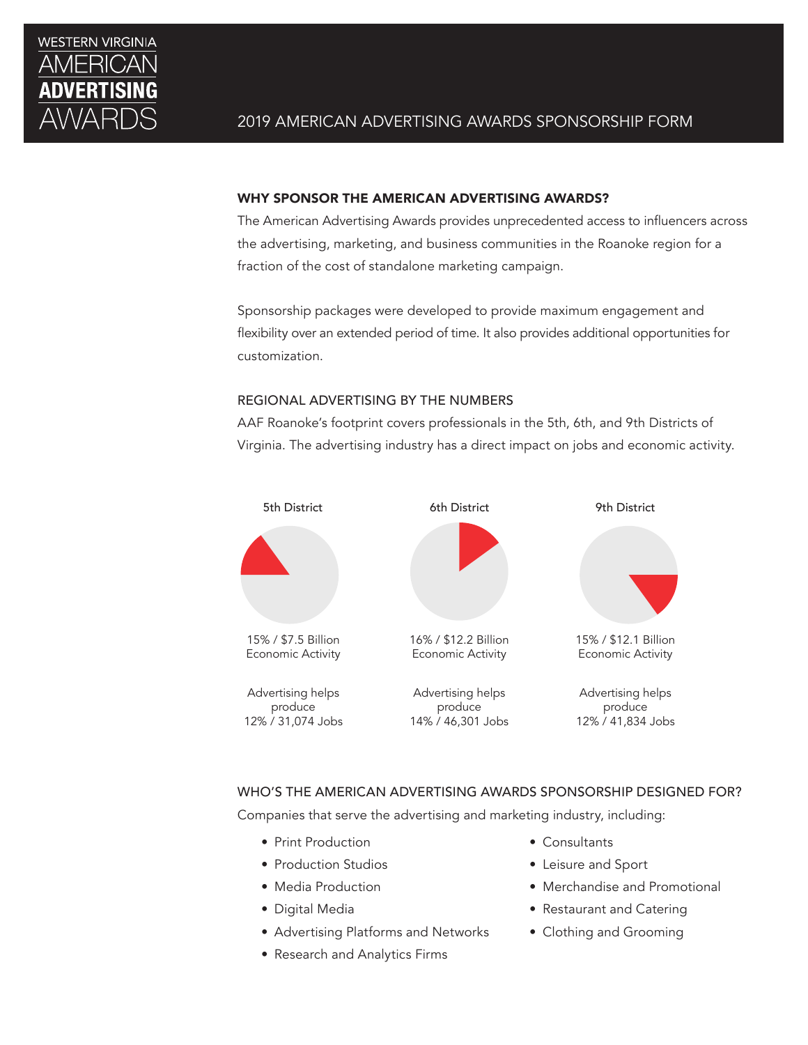WESTERN VIRGINIA AMERICAN **ADVERTISING** AWARDS

2019 AMERICAN ADVERTISING AWARDS SPONSORSHIP FORM

## WHY SPONSOR THE AMERICAN ADVERTISING AWARDS?

The American Advertising Awards provides unprecedented access to influencers across the advertising, marketing, and business communities in the Roanoke region for a fraction of the cost of standalone marketing campaign.

Sponsorship packages were developed to provide maximum engagement and flexibility over an extended period of time. It also provides additional opportunities for customization.

### REGIONAL ADVERTISING BY THE NUMBERS

AAF Roanoke's footprint covers professionals in the 5th, 6th, and 9th Districts of Virginia. The advertising industry has a direct impact on jobs and economic activity.

| 5th District | 6th District | 9th District |
|---|---|---|
| 15% / $7.5 Billion Economic Activity | 16% / $12.2 Billion Economic Activity | 15% / $12.1 Billion Economic Activity |
| Advertising helps produce 12% / 31,074 Jobs | Advertising helps produce 14% / 46,301 Jobs | Advertising helps produce 12% / 41,834 Jobs |

### WHO'S THE AMERICAN ADVERTISING AWARDS SPONSORSHIP DESIGNED FOR?

Companies that serve the advertising and marketing industry, including:

- Print Production
- Production Studios
- Media Production
- Digital Media
- Advertising Platforms and Networks
- Research and Analytics Firms
- Consultants
- Leisure and Sport
- Merchandise and Promotional
- Restaurant and Catering
- Clothing and Grooming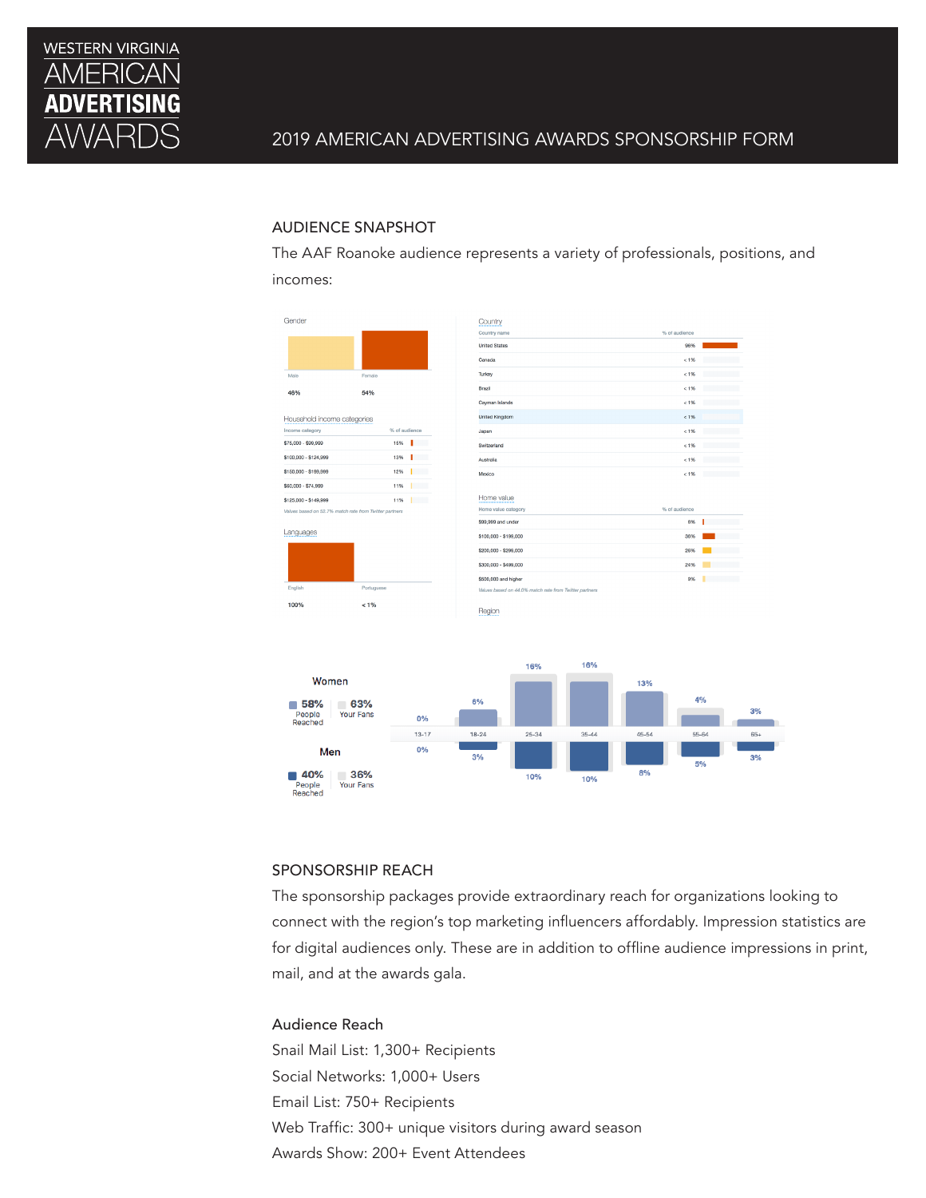# WESTERN VIRGINIA AMERICAN ADVERTISING AWARDS

## 2019 AMERICAN ADVERTISING AWARDS SPONSORSHIP FORM

### AUDIENCE SNAPSHOT

The AAF Roanoke audience represents a variety of professionals, positions, and incomes:

**Gender**

| Male | Female |
|---|---|
| 46% | 54% |

**Household income categories**

| Income category | % of audience |
|---|---|
| $75,000 - $99,999 | 15% |
| $100,000 - $124,999 | 13% |
| $150,000 - $199,999 | 12% |
| $60,000 - $74,999 | 11% |
| $125,000 - $149,999 | 11% |

*Values based on 52.7% match rate from Twitter partners*

**Languages**

| English | Portuguese |
|---|---|
| 100% | < 1% |

**Country**

| Country name | % of audience |
|---|---|
| United States | 96% |
| Canada | < 1% |
| Turkey | < 1% |
| Brazil | < 1% |
| Cayman Islands | < 1% |
| United Kingdom | < 1% |
| Japan | < 1% |
| Switzerland | < 1% |
| Australia | < 1% |
| Mexico | < 1% |

**Home value**

| Home value category | % of audience |
|---|---|
| $99,999 and under | 6% |
| $100,000 - $199,000 | 36% |
| $200,000 - $299,000 | 26% |
| $300,000 - $499,000 | 24% |
| $500,000 and higher | 9% |

*Values based on 44.0% match rate from Twitter partners*

**Region**

**Women** — 58% People Reached; 63% Your Fans

**Men** — 40% People Reached; 36% Your Fans

| | 13-17 | 18-24 | 25-34 | 35-44 | 45-54 | 55-64 | 65+ |
|---|---|---|---|---|---|---|---|
| Women | 0% | 6% | 16% | 16% | 13% | 4% | 3% |
| Men | 0% | 3% | 10% | 10% | 8% | 5% | 3% |

### SPONSORSHIP REACH

The sponsorship packages provide extraordinary reach for organizations looking to connect with the region's top marketing influencers affordably. Impression statistics are for digital audiences only. These are in addition to offline audience impressions in print, mail, and at the awards gala.

#### Audience Reach

Snail Mail List: 1,300+ Recipients
Social Networks: 1,000+ Users
Email List: 750+ Recipients
Web Traffic: 300+ unique visitors during award season
Awards Show: 200+ Event Attendees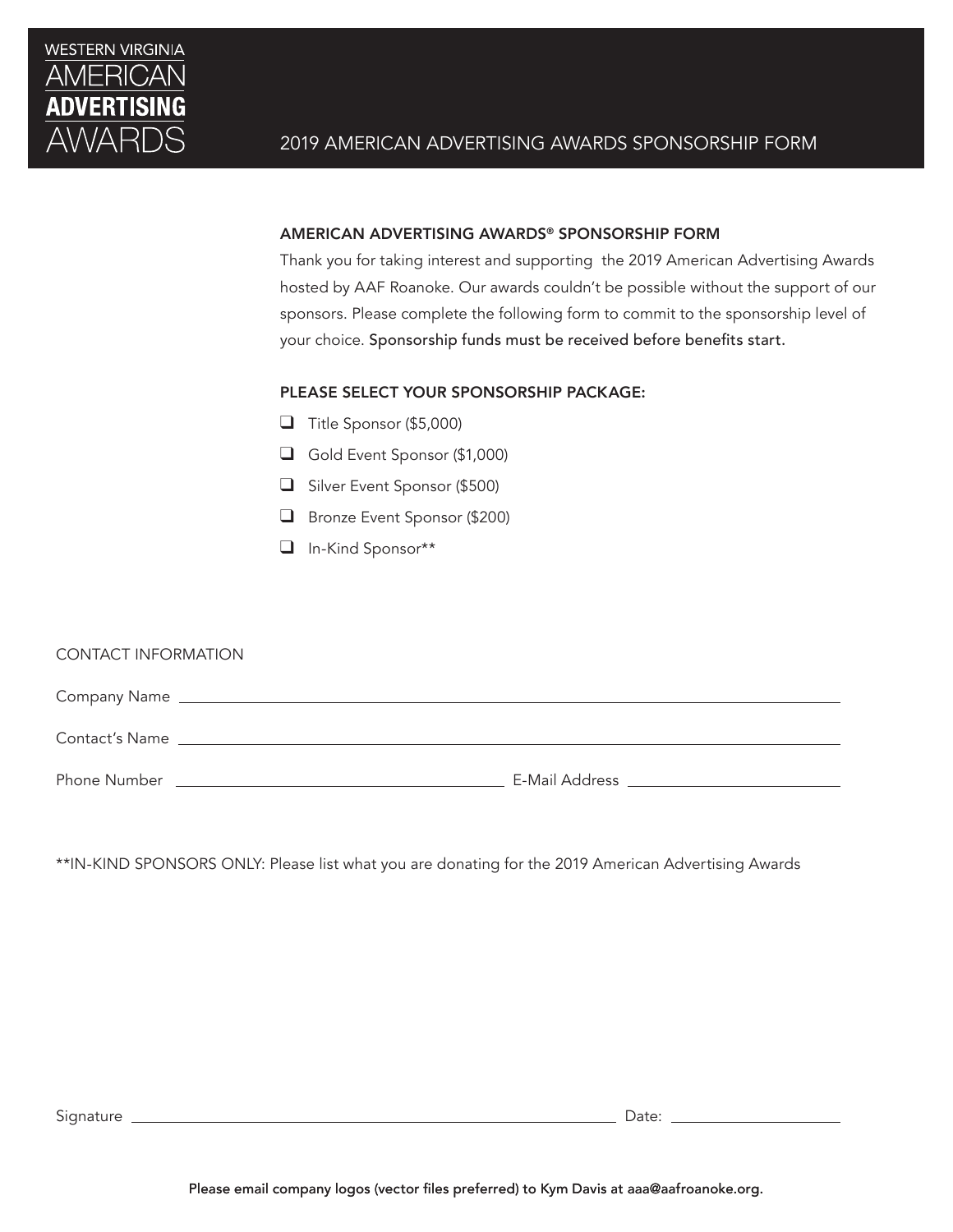WESTERN VIRGINIA
AMERICAN
**ADVERTISING**
AWARDS

# 2019 AMERICAN ADVERTISING AWARDS SPONSORSHIP FORM

## AMERICAN ADVERTISING AWARDS® SPONSORSHIP FORM

Thank you for taking interest and supporting the 2019 American Advertising Awards hosted by AAF Roanoke. Our awards couldn't be possible without the support of our sponsors. Please complete the following form to commit to the sponsorship level of your choice. Sponsorship funds must be received before benefits start.

## PLEASE SELECT YOUR SPONSORSHIP PACKAGE:

- ❑ Title Sponsor ($5,000)
- ❑ Gold Event Sponsor ($1,000)
- ❑ Silver Event Sponsor ($500)
- ❑ Bronze Event Sponsor ($200)
- ❑ In-Kind Sponsor**

## CONTACT INFORMATION

Company Name ______________________________________________

Contact's Name ______________________________________________

Phone Number ______________________ E-Mail Address ______________________

**IN-KIND SPONSORS ONLY: Please list what you are donating for the 2019 American Advertising Awards

Signature ______________________________________ Date: ______________

**Please email company logos (vector files preferred) to Kym Davis at aaa@aafroanoke.org.**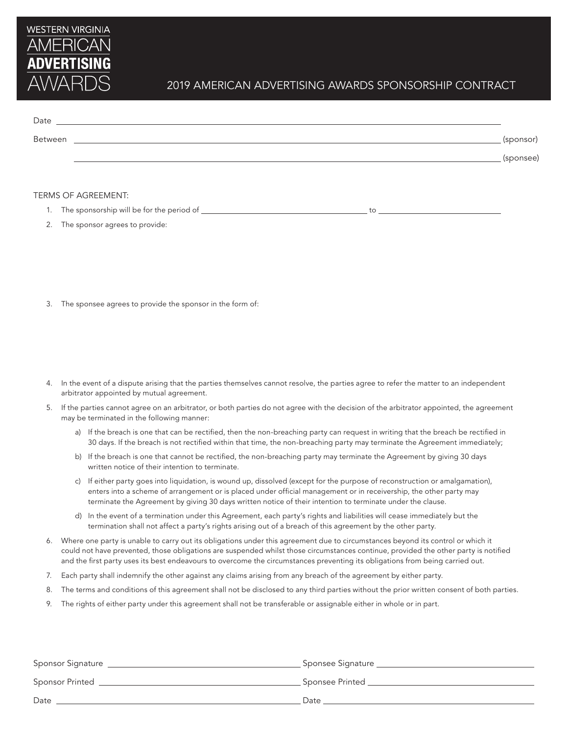WESTERN VIRGINIA
AMERICAN
**ADVERTISING**
AWARDS

# 2019 AMERICAN ADVERTISING AWARDS SPONSORSHIP CONTRACT

Date \_\_\_\_\_\_\_\_\_\_\_\_\_\_\_\_\_\_\_\_\_\_\_\_\_\_\_\_\_\_\_\_\_\_\_\_\_\_\_\_

Between \_\_\_\_\_\_\_\_\_\_\_\_\_\_\_\_\_\_\_\_\_\_\_\_\_\_\_\_\_\_\_\_\_\_\_\_\_\_\_\_ (sponsor)

\_\_\_\_\_\_\_\_\_\_\_\_\_\_\_\_\_\_\_\_\_\_\_\_\_\_\_\_\_\_\_\_\_\_\_\_\_\_\_\_ (sponsee)

TERMS OF AGREEMENT:

1. The sponsorship will be for the period of \_\_\_\_\_\_\_\_\_\_\_\_\_\_\_\_\_\_\_\_ to \_\_\_\_\_\_\_\_\_\_\_\_\_\_\_\_\_\_\_\_
2. The sponsor agrees to provide:

3. The sponsee agrees to provide the sponsor in the form of:

4. In the event of a dispute arising that the parties themselves cannot resolve, the parties agree to refer the matter to an independent arbitrator appointed by mutual agreement.
5. If the parties cannot agree on an arbitrator, or both parties do not agree with the decision of the arbitrator appointed, the agreement may be terminated in the following manner:
   a) If the breach is one that can be rectified, then the non-breaching party can request in writing that the breach be rectified in 30 days. If the breach is not rectified within that time, the non-breaching party may terminate the Agreement immediately;
   b) If the breach is one that cannot be rectified, the non-breaching party may terminate the Agreement by giving 30 days written notice of their intention to terminate.
   c) If either party goes into liquidation, is wound up, dissolved (except for the purpose of reconstruction or amalgamation), enters into a scheme of arrangement or is placed under official management or in receivership, the other party may terminate the Agreement by giving 30 days written notice of their intention to terminate under the clause.
   d) In the event of a termination under this Agreement, each party's rights and liabilities will cease immediately but the termination shall not affect a party's rights arising out of a breach of this agreement by the other party.
6. Where one party is unable to carry out its obligations under this agreement due to circumstances beyond its control or which it could not have prevented, those obligations are suspended whilst those circumstances continue, provided the other party is notified and the first party uses its best endeavours to overcome the circumstances preventing its obligations from being carried out.
7. Each party shall indemnify the other against any claims arising from any breach of the agreement by either party.
8. The terms and conditions of this agreement shall not be disclosed to any third parties without the prior written consent of both parties.
9. The rights of either party under this agreement shall not be transferable or assignable either in whole or in part.

Sponsor Signature \_\_\_\_\_\_\_\_\_\_\_\_\_\_\_\_\_\_\_\_ Sponsee Signature \_\_\_\_\_\_\_\_\_\_\_\_\_\_\_\_\_\_\_\_

Sponsor Printed \_\_\_\_\_\_\_\_\_\_\_\_\_\_\_\_\_\_\_\_ Sponsee Printed \_\_\_\_\_\_\_\_\_\_\_\_\_\_\_\_\_\_\_\_

Date \_\_\_\_\_\_\_\_\_\_\_\_\_\_\_\_\_\_\_\_ Date \_\_\_\_\_\_\_\_\_\_\_\_\_\_\_\_\_\_\_\_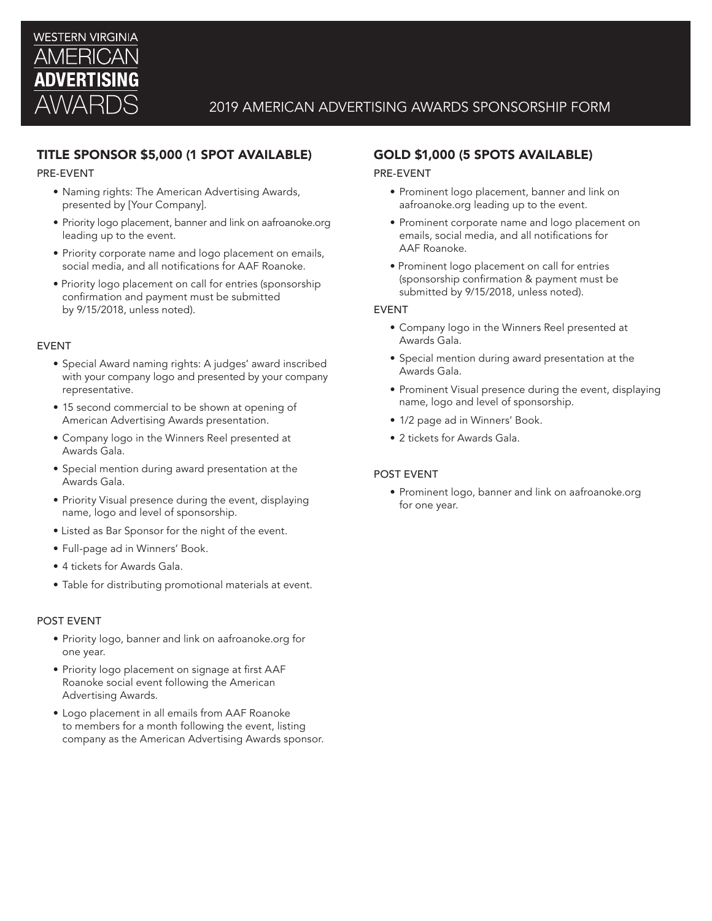# WESTERN VIRGINIA AMERICAN ADVERTISING AWARDS

## 2019 AMERICAN ADVERTISING AWARDS SPONSORSHIP FORM

### TITLE SPONSOR $5,000 (1 SPOT AVAILABLE)

PRE-EVENT

- Naming rights: The American Advertising Awards, presented by [Your Company].
- Priority logo placement, banner and link on aafroanoke.org leading up to the event.
- Priority corporate name and logo placement on emails, social media, and all notifications for AAF Roanoke.
- Priority logo placement on call for entries (sponsorship confirmation and payment must be submitted by 9/15/2018, unless noted).

EVENT

- Special Award naming rights: A judges' award inscribed with your company logo and presented by your company representative.
- 15 second commercial to be shown at opening of American Advertising Awards presentation.
- Company logo in the Winners Reel presented at Awards Gala.
- Special mention during award presentation at the Awards Gala.
- Priority Visual presence during the event, displaying name, logo and level of sponsorship.
- Listed as Bar Sponsor for the night of the event.
- Full-page ad in Winners' Book.
- 4 tickets for Awards Gala.
- Table for distributing promotional materials at event.

POST EVENT

- Priority logo, banner and link on aafroanoke.org for one year.
- Priority logo placement on signage at first AAF Roanoke social event following the American Advertising Awards.
- Logo placement in all emails from AAF Roanoke to members for a month following the event, listing company as the American Advertising Awards sponsor.

### GOLD $1,000 (5 SPOTS AVAILABLE)

PRE-EVENT

- Prominent logo placement, banner and link on aafroanoke.org leading up to the event.
- Prominent corporate name and logo placement on emails, social media, and all notifications for AAF Roanoke.
- Prominent logo placement on call for entries (sponsorship confirmation & payment must be submitted by 9/15/2018, unless noted).

EVENT

- Company logo in the Winners Reel presented at Awards Gala.
- Special mention during award presentation at the Awards Gala.
- Prominent Visual presence during the event, displaying name, logo and level of sponsorship.
- 1/2 page ad in Winners' Book.
- 2 tickets for Awards Gala.

POST EVENT

- Prominent logo, banner and link on aafroanoke.org for one year.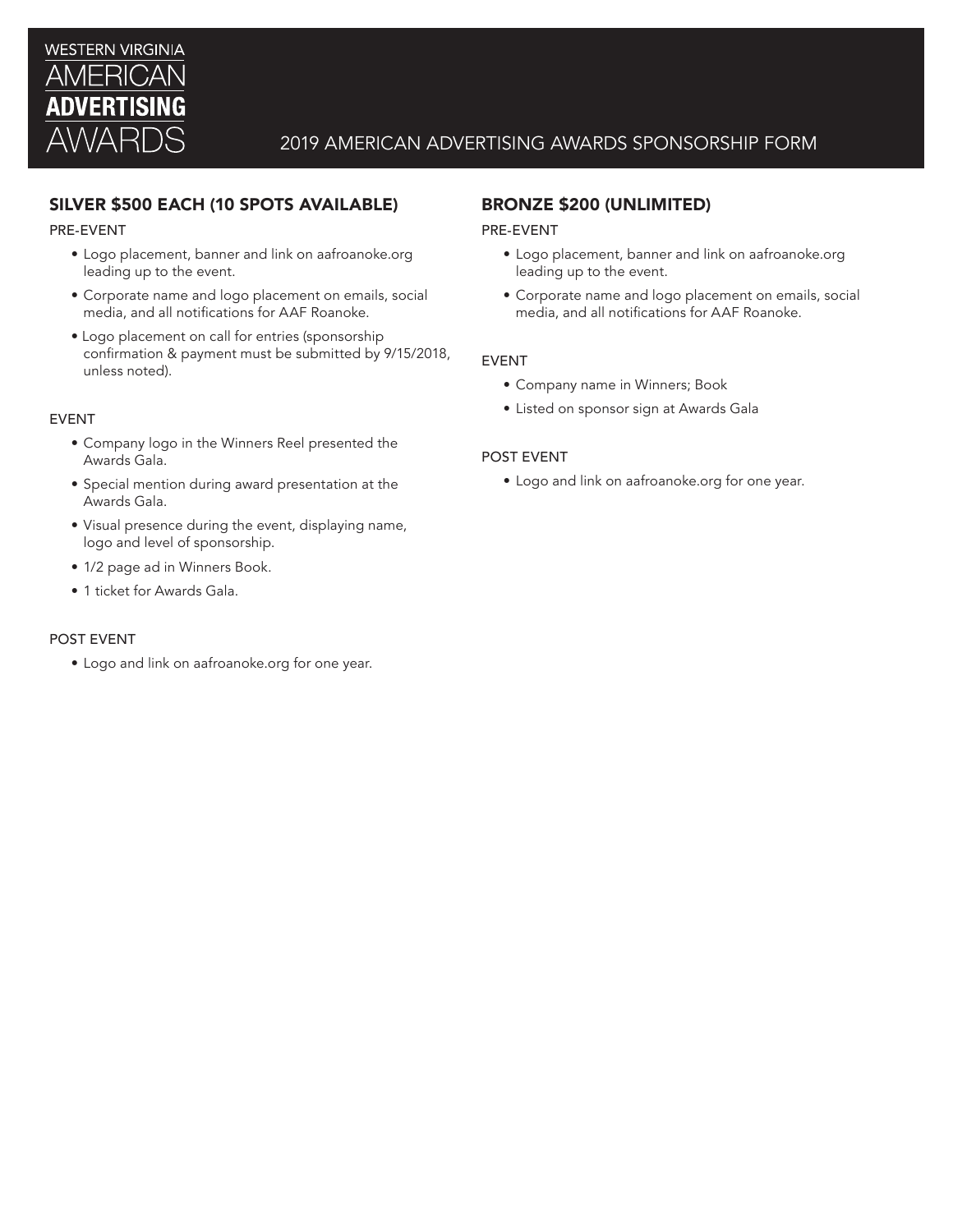WESTERN VIRGINIA
AMERICAN
**ADVERTISING**
AWARDS

# 2019 AMERICAN ADVERTISING AWARDS SPONSORSHIP FORM

## SILVER $500 EACH (10 SPOTS AVAILABLE)

PRE-EVENT

- Logo placement, banner and link on aafroanoke.org leading up to the event.
- Corporate name and logo placement on emails, social media, and all notifications for AAF Roanoke.
- Logo placement on call for entries (sponsorship confirmation & payment must be submitted by 9/15/2018, unless noted).

EVENT

- Company logo in the Winners Reel presented the Awards Gala.
- Special mention during award presentation at the Awards Gala.
- Visual presence during the event, displaying name, logo and level of sponsorship.
- 1/2 page ad in Winners Book.
- 1 ticket for Awards Gala.

POST EVENT

- Logo and link on aafroanoke.org for one year.

## BRONZE $200 (UNLIMITED)

PRE-EVENT

- Logo placement, banner and link on aafroanoke.org leading up to the event.
- Corporate name and logo placement on emails, social media, and all notifications for AAF Roanoke.

EVENT

- Company name in Winners; Book
- Listed on sponsor sign at Awards Gala

POST EVENT

- Logo and link on aafroanoke.org for one year.